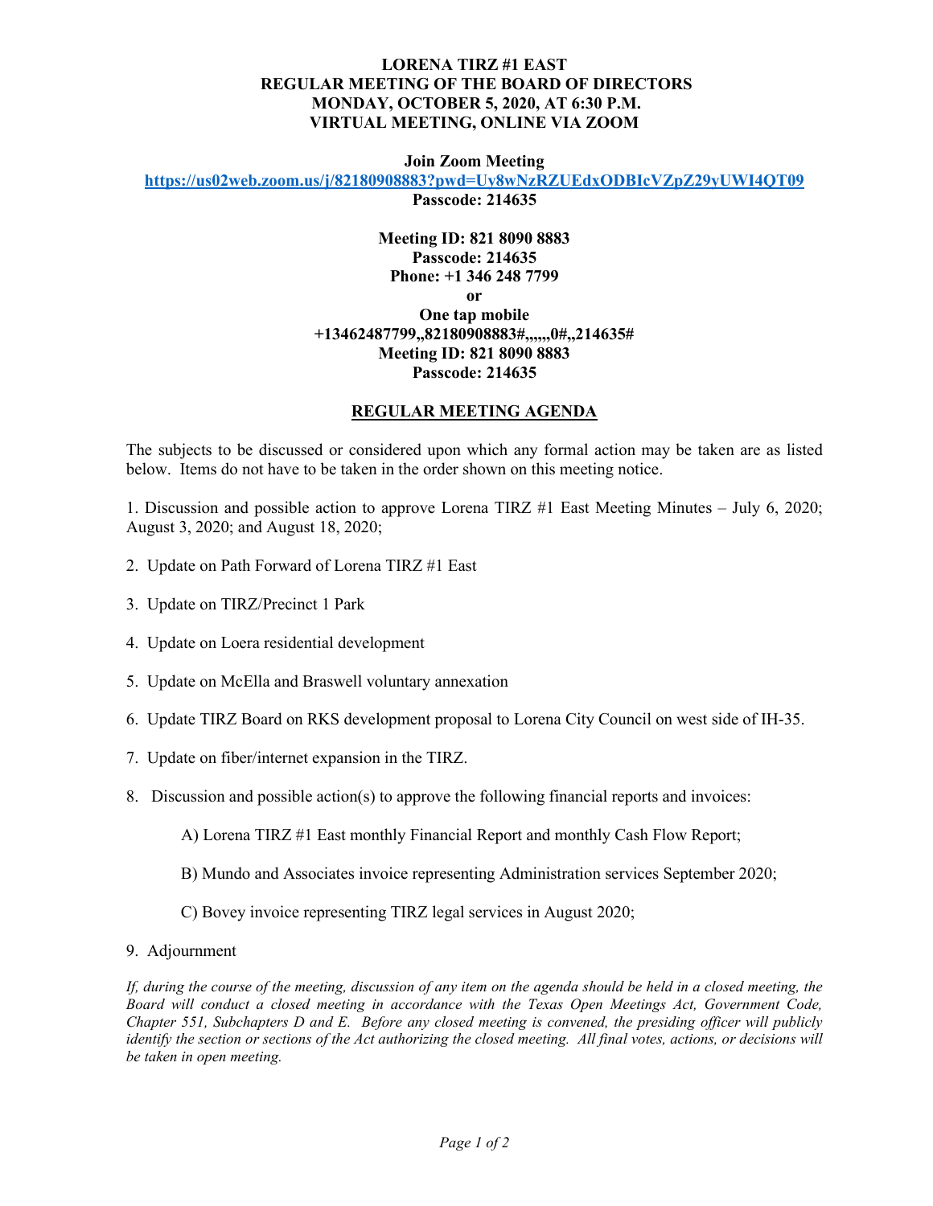**LORENA TIRZ #1 EAST**
**REGULAR MEETING OF THE BOARD OF DIRECTORS**
**MONDAY, OCTOBER 5, 2020, AT 6:30 P.M.**
**VIRTUAL MEETING, ONLINE VIA ZOOM**

**Join Zoom Meeting**
**https://us02web.zoom.us/j/82180908883?pwd=Uy8wNzRZUEdxODBIcVZpZ29yUWI4QT09**
**Passcode: 214635**

**Meeting ID: 821 8090 8883**
**Passcode: 214635**
**Phone: +1 346 248 7799**
**or**
**One tap mobile**
**+13462487799,,82180908883#,,,,,,0#,,214635#**
**Meeting ID: 821 8090 8883**
**Passcode: 214635**

## REGULAR MEETING AGENDA

The subjects to be discussed or considered upon which any formal action may be taken are as listed below. Items do not have to be taken in the order shown on this meeting notice.

1. Discussion and possible action to approve Lorena TIRZ #1 East Meeting Minutes – July 6, 2020; August 3, 2020; and August 18, 2020;

2. Update on Path Forward of Lorena TIRZ #1 East

3. Update on TIRZ/Precinct 1 Park

4. Update on Loera residential development

5. Update on McElla and Braswell voluntary annexation

6. Update TIRZ Board on RKS development proposal to Lorena City Council on west side of IH-35.

7. Update on fiber/internet expansion in the TIRZ.

8. Discussion and possible action(s) to approve the following financial reports and invoices:

   A) Lorena TIRZ #1 East monthly Financial Report and monthly Cash Flow Report;

   B) Mundo and Associates invoice representing Administration services September 2020;

   C) Bovey invoice representing TIRZ legal services in August 2020;

9. Adjournment

*If, during the course of the meeting, discussion of any item on the agenda should be held in a closed meeting, the Board will conduct a closed meeting in accordance with the Texas Open Meetings Act, Government Code, Chapter 551, Subchapters D and E. Before any closed meeting is convened, the presiding officer will publicly identify the section or sections of the Act authorizing the closed meeting. All final votes, actions, or decisions will be taken in open meeting.*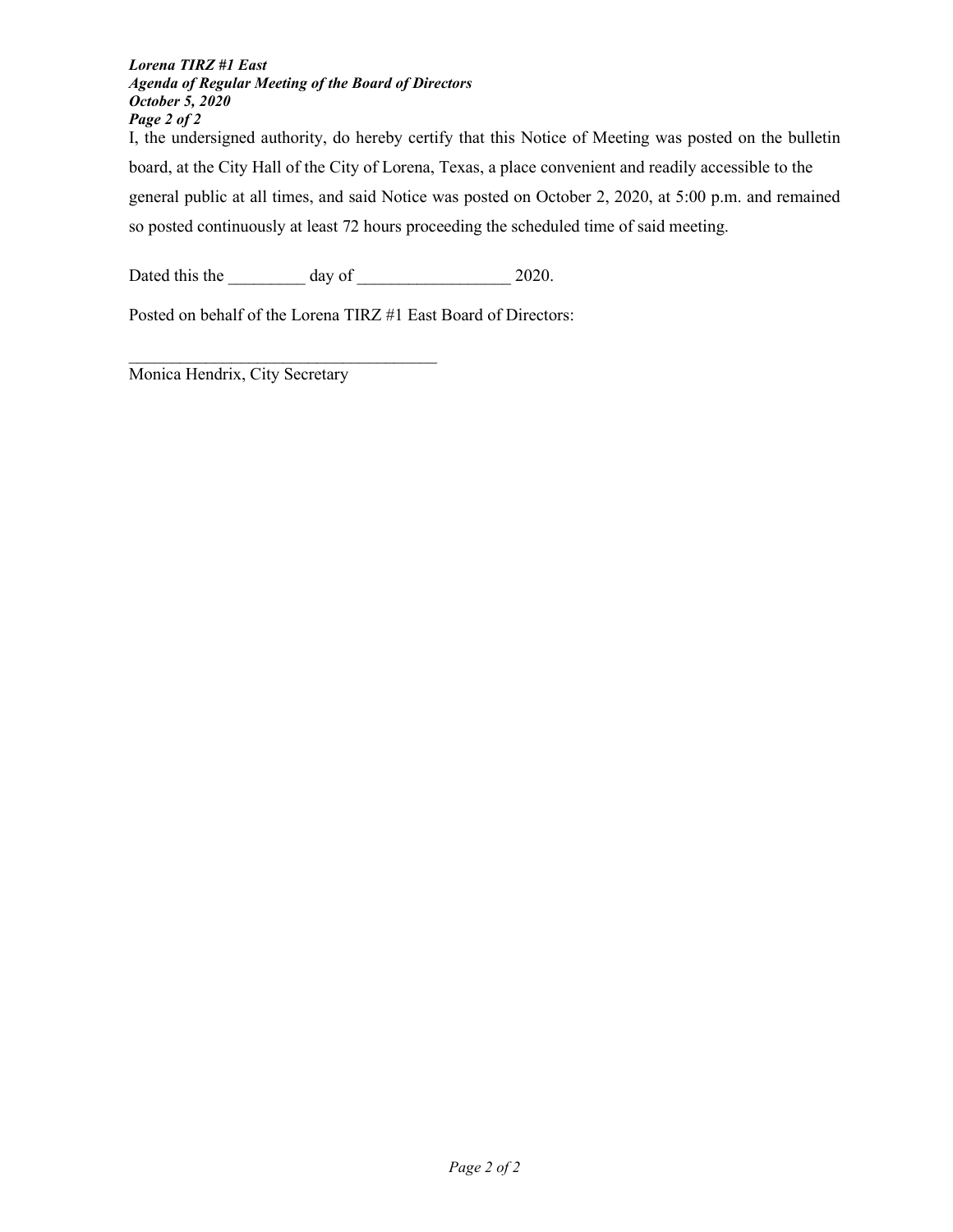I, the undersigned authority, do hereby certify that this Notice of Meeting was posted on the bulletin board, at the City Hall of the City of Lorena, Texas, a place convenient and readily accessible to the general public at all times, and said Notice was posted on October 2, 2020, at 5:00 p.m. and remained so posted continuously at least 72 hours proceeding the scheduled time of said meeting.

Dated this the _________ day of __________________ 2020.

Posted on behalf of the Lorena TIRZ #1 East Board of Directors:

_____________________________________
Monica Hendrix, City Secretary